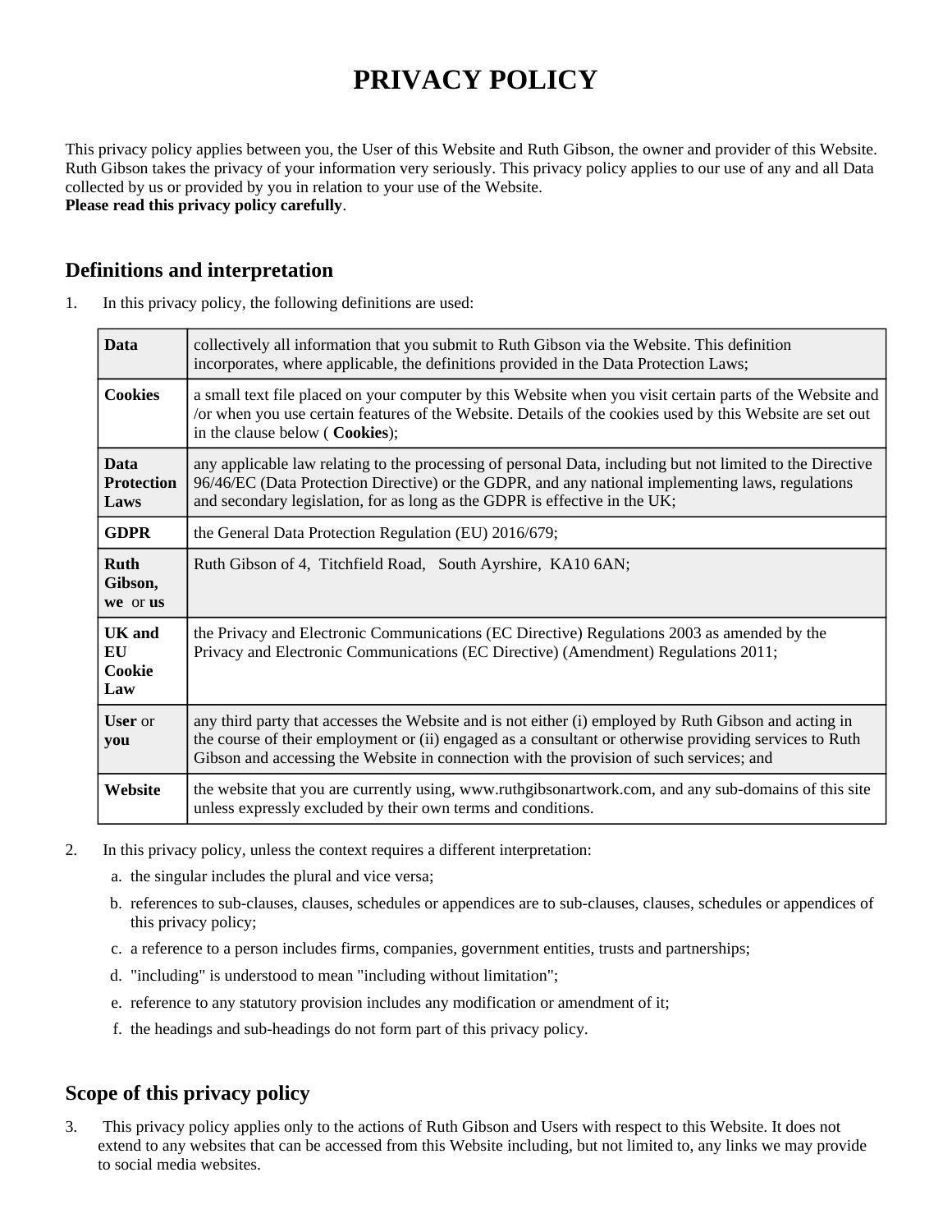# PRIVACY POLICY

This privacy policy applies between you, the User of this Website and Ruth Gibson, the owner and provider of this Website. Ruth Gibson takes the privacy of your information very seriously. This privacy policy applies to our use of any and all Data collected by us or provided by you in relation to your use of the Website.
**Please read this privacy policy carefully**.

## Definitions and interpretation

1. In this privacy policy, the following definitions are used:

| | |
|---|---|
| **Data** | collectively all information that you submit to Ruth Gibson via the Website. This definition incorporates, where applicable, the definitions provided in the Data Protection Laws; |
| **Cookies** | a small text file placed on your computer by this Website when you visit certain parts of the Website and /or when you use certain features of the Website. Details of the cookies used by this Website are set out in the clause below ( **Cookies**); |
| **Data Protection Laws** | any applicable law relating to the processing of personal Data, including but not limited to the Directive 96/46/EC (Data Protection Directive) or the GDPR, and any national implementing laws, regulations and secondary legislation, for as long as the GDPR is effective in the UK; |
| **GDPR** | the General Data Protection Regulation (EU) 2016/679; |
| **Ruth Gibson, we** or **us** | Ruth Gibson of 4, Titchfield Road, South Ayrshire, KA10 6AN; |
| **UK and EU Cookie Law** | the Privacy and Electronic Communications (EC Directive) Regulations 2003 as amended by the Privacy and Electronic Communications (EC Directive) (Amendment) Regulations 2011; |
| **User** or **you** | any third party that accesses the Website and is not either (i) employed by Ruth Gibson and acting in the course of their employment or (ii) engaged as a consultant or otherwise providing services to Ruth Gibson and accessing the Website in connection with the provision of such services; and |
| **Website** | the website that you are currently using, www.ruthgibsonartwork.com, and any sub-domains of this site unless expressly excluded by their own terms and conditions. |

2. In this privacy policy, unless the context requires a different interpretation:
   a. the singular includes the plural and vice versa;
   b. references to sub-clauses, clauses, schedules or appendices are to sub-clauses, clauses, schedules or appendices of this privacy policy;
   c. a reference to a person includes firms, companies, government entities, trusts and partnerships;
   d. "including" is understood to mean "including without limitation";
   e. reference to any statutory provision includes any modification or amendment of it;
   f. the headings and sub-headings do not form part of this privacy policy.

## Scope of this privacy policy

3. This privacy policy applies only to the actions of Ruth Gibson and Users with respect to this Website. It does not extend to any websites that can be accessed from this Website including, but not limited to, any links we may provide to social media websites.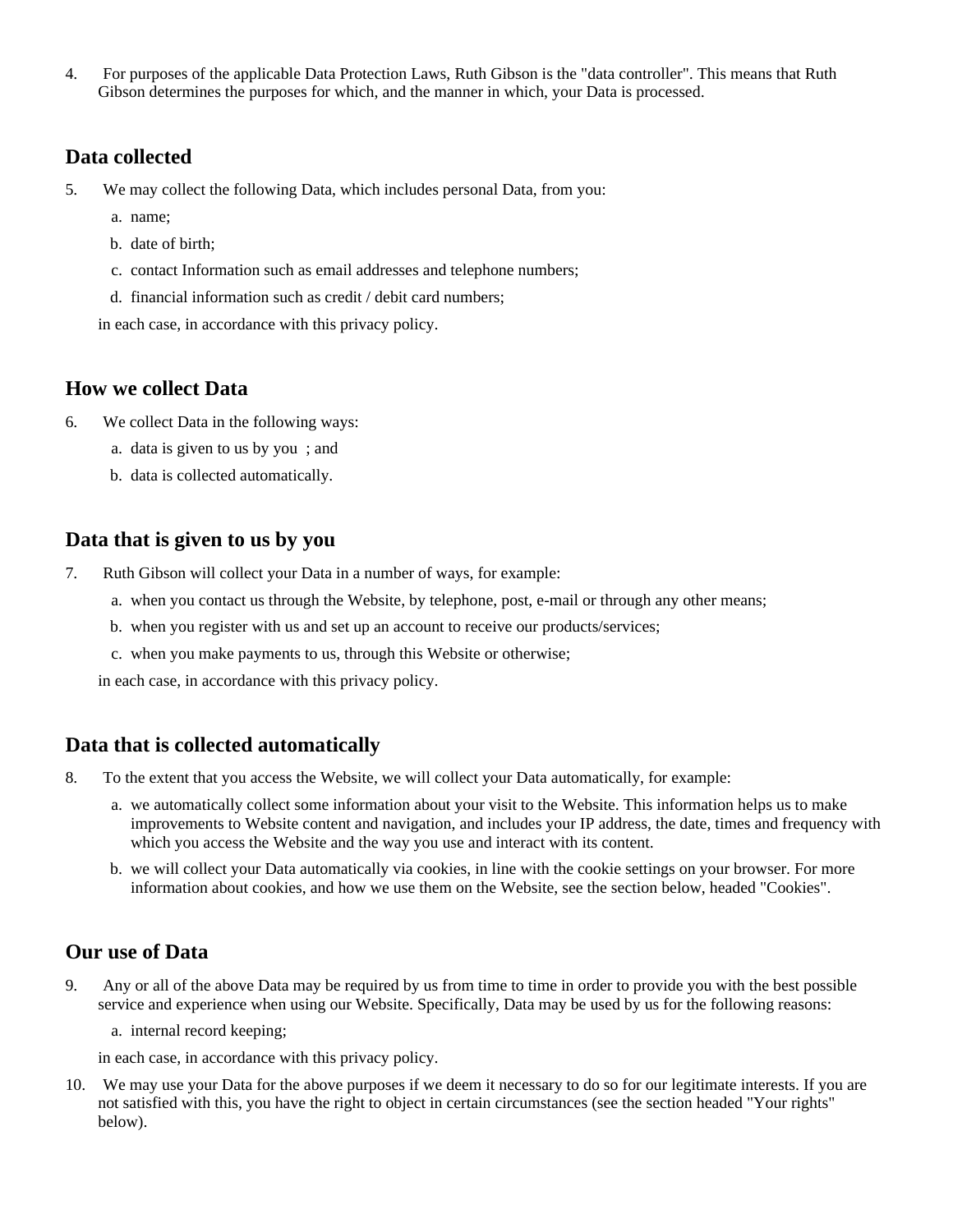4. For purposes of the applicable Data Protection Laws, Ruth Gibson is the "data controller". This means that Ruth Gibson determines the purposes for which, and the manner in which, your Data is processed.

## Data collected

5. We may collect the following Data, which includes personal Data, from you:

   a. name;

   b. date of birth;

   c. contact Information such as email addresses and telephone numbers;

   d. financial information such as credit / debit card numbers;

   in each case, in accordance with this privacy policy.

## How we collect Data

6. We collect Data in the following ways:

   a. data is given to us by you ; and

   b. data is collected automatically.

## Data that is given to us by you

7. Ruth Gibson will collect your Data in a number of ways, for example:

   a. when you contact us through the Website, by telephone, post, e-mail or through any other means;

   b. when you register with us and set up an account to receive our products/services;

   c. when you make payments to us, through this Website or otherwise;

   in each case, in accordance with this privacy policy.

## Data that is collected automatically

8. To the extent that you access the Website, we will collect your Data automatically, for example:

   a. we automatically collect some information about your visit to the Website. This information helps us to make improvements to Website content and navigation, and includes your IP address, the date, times and frequency with which you access the Website and the way you use and interact with its content.

   b. we will collect your Data automatically via cookies, in line with the cookie settings on your browser. For more information about cookies, and how we use them on the Website, see the section below, headed "Cookies".

## Our use of Data

9. Any or all of the above Data may be required by us from time to time in order to provide you with the best possible service and experience when using our Website. Specifically, Data may be used by us for the following reasons:

   a. internal record keeping;

   in each case, in accordance with this privacy policy.

10. We may use your Data for the above purposes if we deem it necessary to do so for our legitimate interests. If you are not satisfied with this, you have the right to object in certain circumstances (see the section headed "Your rights" below).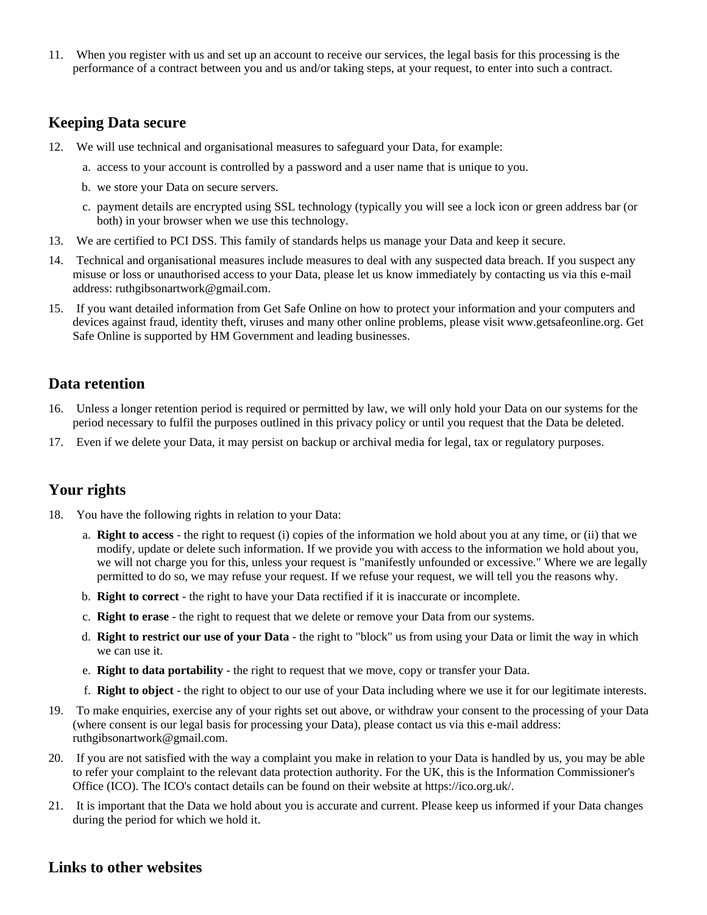11. When you register with us and set up an account to receive our services, the legal basis for this processing is the performance of a contract between you and us and/or taking steps, at your request, to enter into such a contract.

## Keeping Data secure

12. We will use technical and organisational measures to safeguard your Data, for example:
    a. access to your account is controlled by a password and a user name that is unique to you.
    b. we store your Data on secure servers.
    c. payment details are encrypted using SSL technology (typically you will see a lock icon or green address bar (or both) in your browser when we use this technology.
13. We are certified to PCI DSS. This family of standards helps us manage your Data and keep it secure.
14. Technical and organisational measures include measures to deal with any suspected data breach. If you suspect any misuse or loss or unauthorised access to your Data, please let us know immediately by contacting us via this e-mail address: ruthgibsonartwork@gmail.com.
15. If you want detailed information from Get Safe Online on how to protect your information and your computers and devices against fraud, identity theft, viruses and many other online problems, please visit www.getsafeonline.org. Get Safe Online is supported by HM Government and leading businesses.

## Data retention

16. Unless a longer retention period is required or permitted by law, we will only hold your Data on our systems for the period necessary to fulfil the purposes outlined in this privacy policy or until you request that the Data be deleted.
17. Even if we delete your Data, it may persist on backup or archival media for legal, tax or regulatory purposes.

## Your rights

18. You have the following rights in relation to your Data:
    a. **Right to access** - the right to request (i) copies of the information we hold about you at any time, or (ii) that we modify, update or delete such information. If we provide you with access to the information we hold about you, we will not charge you for this, unless your request is "manifestly unfounded or excessive." Where we are legally permitted to do so, we may refuse your request. If we refuse your request, we will tell you the reasons why.
    b. **Right to correct** - the right to have your Data rectified if it is inaccurate or incomplete.
    c. **Right to erase** - the right to request that we delete or remove your Data from our systems.
    d. **Right to restrict our use of your Data** - the right to "block" us from using your Data or limit the way in which we can use it.
    e. **Right to data portability** - the right to request that we move, copy or transfer your Data.
    f. **Right to object** - the right to object to our use of your Data including where we use it for our legitimate interests.
19. To make enquiries, exercise any of your rights set out above, or withdraw your consent to the processing of your Data (where consent is our legal basis for processing your Data), please contact us via this e-mail address: ruthgibsonartwork@gmail.com.
20. If you are not satisfied with the way a complaint you make in relation to your Data is handled by us, you may be able to refer your complaint to the relevant data protection authority. For the UK, this is the Information Commissioner's Office (ICO). The ICO's contact details can be found on their website at https://ico.org.uk/.
21. It is important that the Data we hold about you is accurate and current. Please keep us informed if your Data changes during the period for which we hold it.

## Links to other websites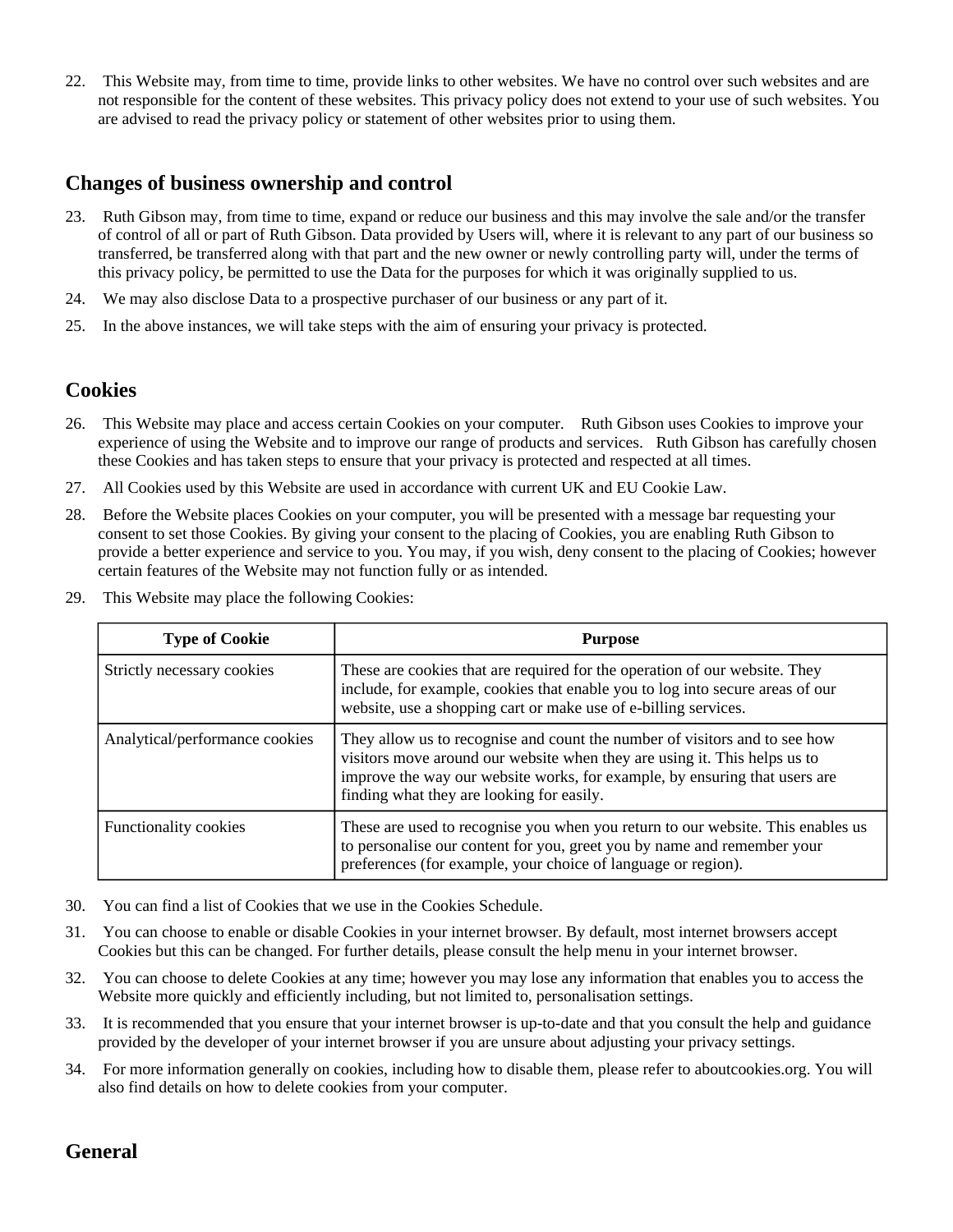22. This Website may, from time to time, provide links to other websites. We have no control over such websites and are not responsible for the content of these websites. This privacy policy does not extend to your use of such websites. You are advised to read the privacy policy or statement of other websites prior to using them.

## Changes of business ownership and control

23. Ruth Gibson may, from time to time, expand or reduce our business and this may involve the sale and/or the transfer of control of all or part of Ruth Gibson. Data provided by Users will, where it is relevant to any part of our business so transferred, be transferred along with that part and the new owner or newly controlling party will, under the terms of this privacy policy, be permitted to use the Data for the purposes for which it was originally supplied to us.
24. We may also disclose Data to a prospective purchaser of our business or any part of it.
25. In the above instances, we will take steps with the aim of ensuring your privacy is protected.

## Cookies

26. This Website may place and access certain Cookies on your computer. Ruth Gibson uses Cookies to improve your experience of using the Website and to improve our range of products and services. Ruth Gibson has carefully chosen these Cookies and has taken steps to ensure that your privacy is protected and respected at all times.
27. All Cookies used by this Website are used in accordance with current UK and EU Cookie Law.
28. Before the Website places Cookies on your computer, you will be presented with a message bar requesting your consent to set those Cookies. By giving your consent to the placing of Cookies, you are enabling Ruth Gibson to provide a better experience and service to you. You may, if you wish, deny consent to the placing of Cookies; however certain features of the Website may not function fully or as intended.
29. This Website may place the following Cookies:

| Type of Cookie | Purpose |
|---|---|
| Strictly necessary cookies | These are cookies that are required for the operation of our website. They include, for example, cookies that enable you to log into secure areas of our website, use a shopping cart or make use of e-billing services. |
| Analytical/performance cookies | They allow us to recognise and count the number of visitors and to see how visitors move around our website when they are using it. This helps us to improve the way our website works, for example, by ensuring that users are finding what they are looking for easily. |
| Functionality cookies | These are used to recognise you when you return to our website. This enables us to personalise our content for you, greet you by name and remember your preferences (for example, your choice of language or region). |

30. You can find a list of Cookies that we use in the Cookies Schedule.
31. You can choose to enable or disable Cookies in your internet browser. By default, most internet browsers accept Cookies but this can be changed. For further details, please consult the help menu in your internet browser.
32. You can choose to delete Cookies at any time; however you may lose any information that enables you to access the Website more quickly and efficiently including, but not limited to, personalisation settings.
33. It is recommended that you ensure that your internet browser is up-to-date and that you consult the help and guidance provided by the developer of your internet browser if you are unsure about adjusting your privacy settings.
34. For more information generally on cookies, including how to disable them, please refer to aboutcookies.org. You will also find details on how to delete cookies from your computer.

## General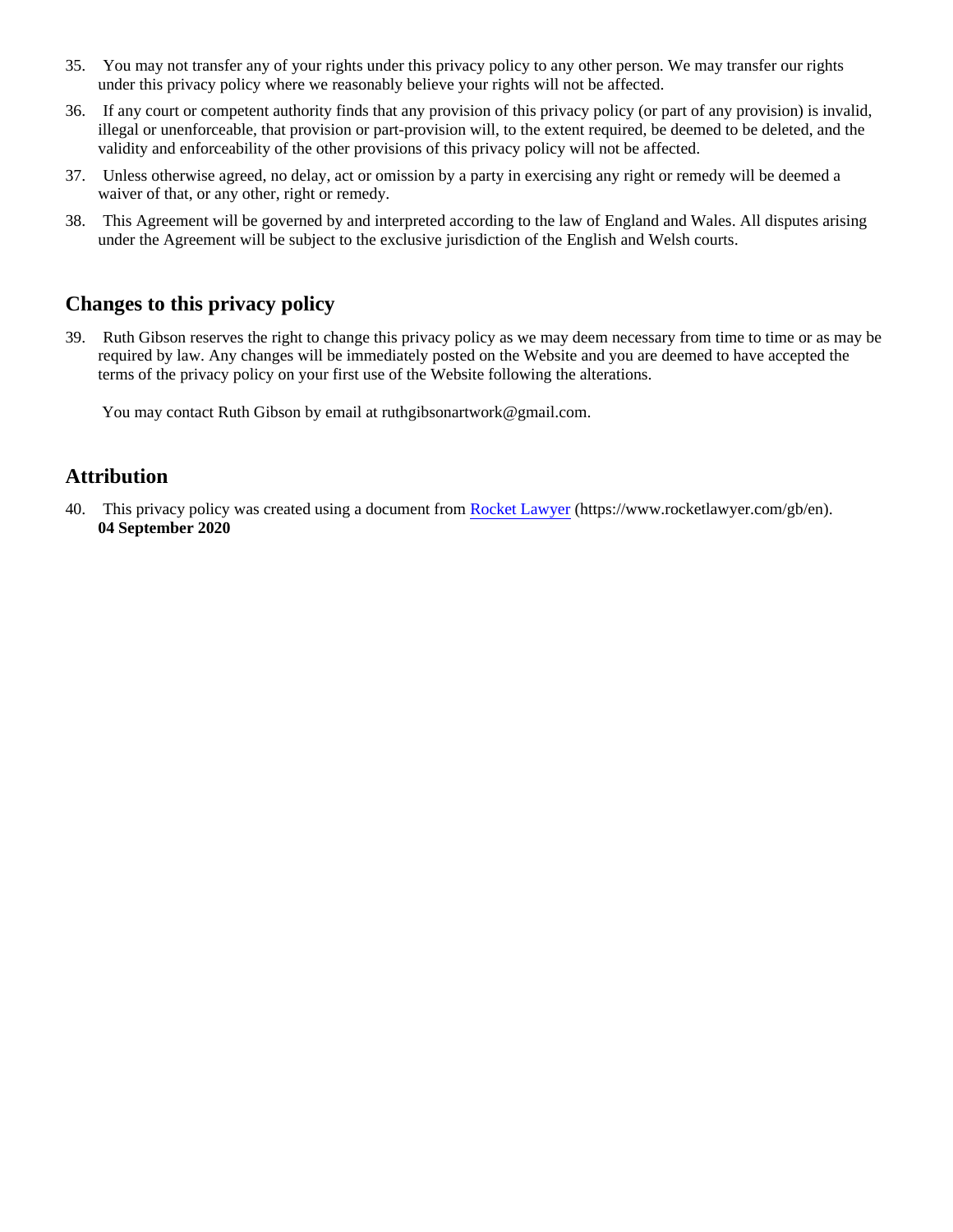35. You may not transfer any of your rights under this privacy policy to any other person. We may transfer our rights under this privacy policy where we reasonably believe your rights will not be affected.

36. If any court or competent authority finds that any provision of this privacy policy (or part of any provision) is invalid, illegal or unenforceable, that provision or part-provision will, to the extent required, be deemed to be deleted, and the validity and enforceability of the other provisions of this privacy policy will not be affected.

37. Unless otherwise agreed, no delay, act or omission by a party in exercising any right or remedy will be deemed a waiver of that, or any other, right or remedy.

38. This Agreement will be governed by and interpreted according to the law of England and Wales. All disputes arising under the Agreement will be subject to the exclusive jurisdiction of the English and Welsh courts.

## Changes to this privacy policy

39. Ruth Gibson reserves the right to change this privacy policy as we may deem necessary from time to time or as may be required by law. Any changes will be immediately posted on the Website and you are deemed to have accepted the terms of the privacy policy on your first use of the Website following the alterations.

    You may contact Ruth Gibson by email at ruthgibsonartwork@gmail.com.

## Attribution

40. This privacy policy was created using a document from [Rocket Lawyer](https://www.rocketlawyer.com/gb/en) (https://www.rocketlawyer.com/gb/en).
    **04 September 2020**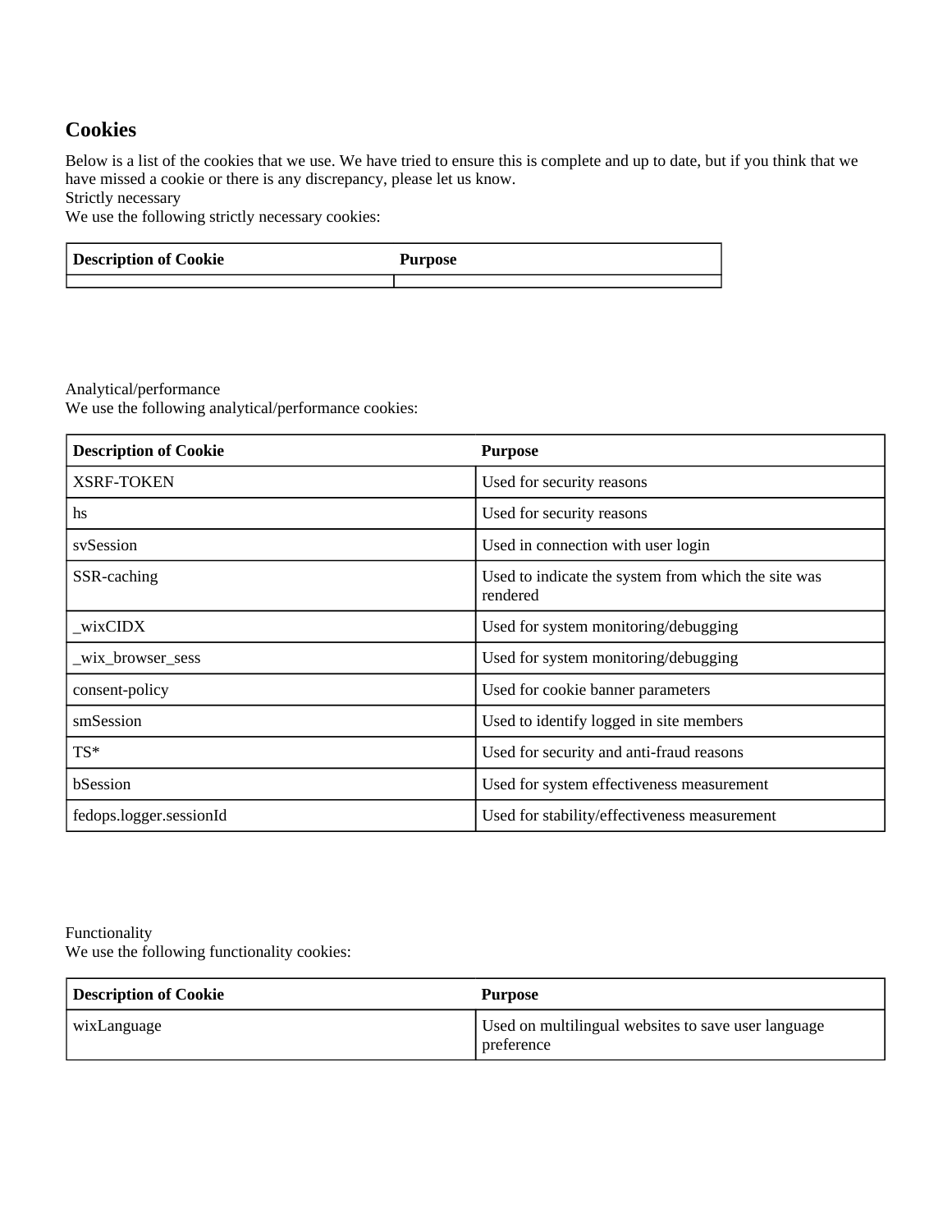## Cookies

Below is a list of the cookies that we use. We have tried to ensure this is complete and up to date, but if you think that we have missed a cookie or there is any discrepancy, please let us know.
Strictly necessary
We use the following strictly necessary cookies:

| Description of Cookie | Purpose |
| --- | --- |
| | |

Analytical/performance
We use the following analytical/performance cookies:

| Description of Cookie | Purpose |
| --- | --- |
| XSRF-TOKEN | Used for security reasons |
| hs | Used for security reasons |
| svSession | Used in connection with user login |
| SSR-caching | Used to indicate the system from which the site was rendered |
| _wixCIDX | Used for system monitoring/debugging |
| _wix_browser_sess | Used for system monitoring/debugging |
| consent-policy | Used for cookie banner parameters |
| smSession | Used to identify logged in site members |
| TS* | Used for security and anti-fraud reasons |
| bSession | Used for system effectiveness measurement |
| fedops.logger.sessionId | Used for stability/effectiveness measurement |

Functionality
We use the following functionality cookies:

| Description of Cookie | Purpose |
| --- | --- |
| wixLanguage | Used on multilingual websites to save user language preference |